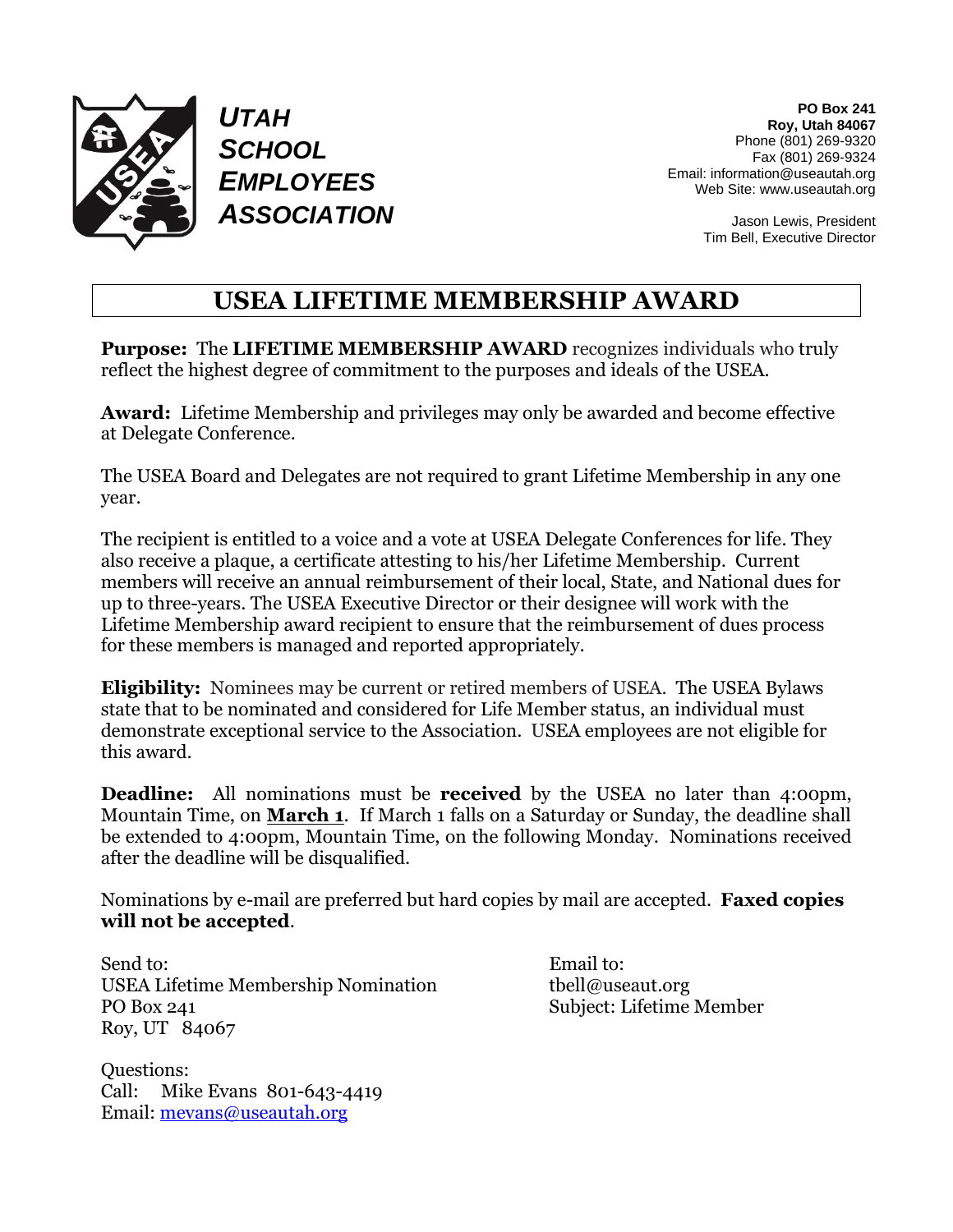**UTAH SCHOOL EMPLOYEES ASSOCIATION**

**PO Box 241**
**Roy, Utah 84067**
Phone (801) 269-9320
Fax (801) 269-9324
Email: information@useautah.org
Web Site: www.useautah.org

Jason Lewis, President
Tim Bell, Executive Director

# USEA LIFETIME MEMBERSHIP AWARD

**Purpose:** The **LIFETIME MEMBERSHIP AWARD** recognizes individuals who truly reflect the highest degree of commitment to the purposes and ideals of the USEA.

**Award:** Lifetime Membership and privileges may only be awarded and become effective at Delegate Conference.

The USEA Board and Delegates are not required to grant Lifetime Membership in any one year.

The recipient is entitled to a voice and a vote at USEA Delegate Conferences for life. They also receive a plaque, a certificate attesting to his/her Lifetime Membership. Current members will receive an annual reimbursement of their local, State, and National dues for up to three-years. The USEA Executive Director or their designee will work with the Lifetime Membership award recipient to ensure that the reimbursement of dues process for these members is managed and reported appropriately.

**Eligibility:** Nominees may be current or retired members of USEA. The USEA Bylaws state that to be nominated and considered for Life Member status, an individual must demonstrate exceptional service to the Association. USEA employees are not eligible for this award.

**Deadline:** All nominations must be **received** by the USEA no later than 4:00pm, Mountain Time, on **March 1**. If March 1 falls on a Saturday or Sunday, the deadline shall be extended to 4:00pm, Mountain Time, on the following Monday. Nominations received after the deadline will be disqualified.

Nominations by e-mail are preferred but hard copies by mail are accepted. **Faxed copies will not be accepted**.

Send to:
USEA Lifetime Membership Nomination
PO Box 241
Roy, UT 84067

Email to:
tbell@useaut.org
Subject: Lifetime Member

Questions:
Call: Mike Evans 801-643-4419
Email: mevans@useautah.org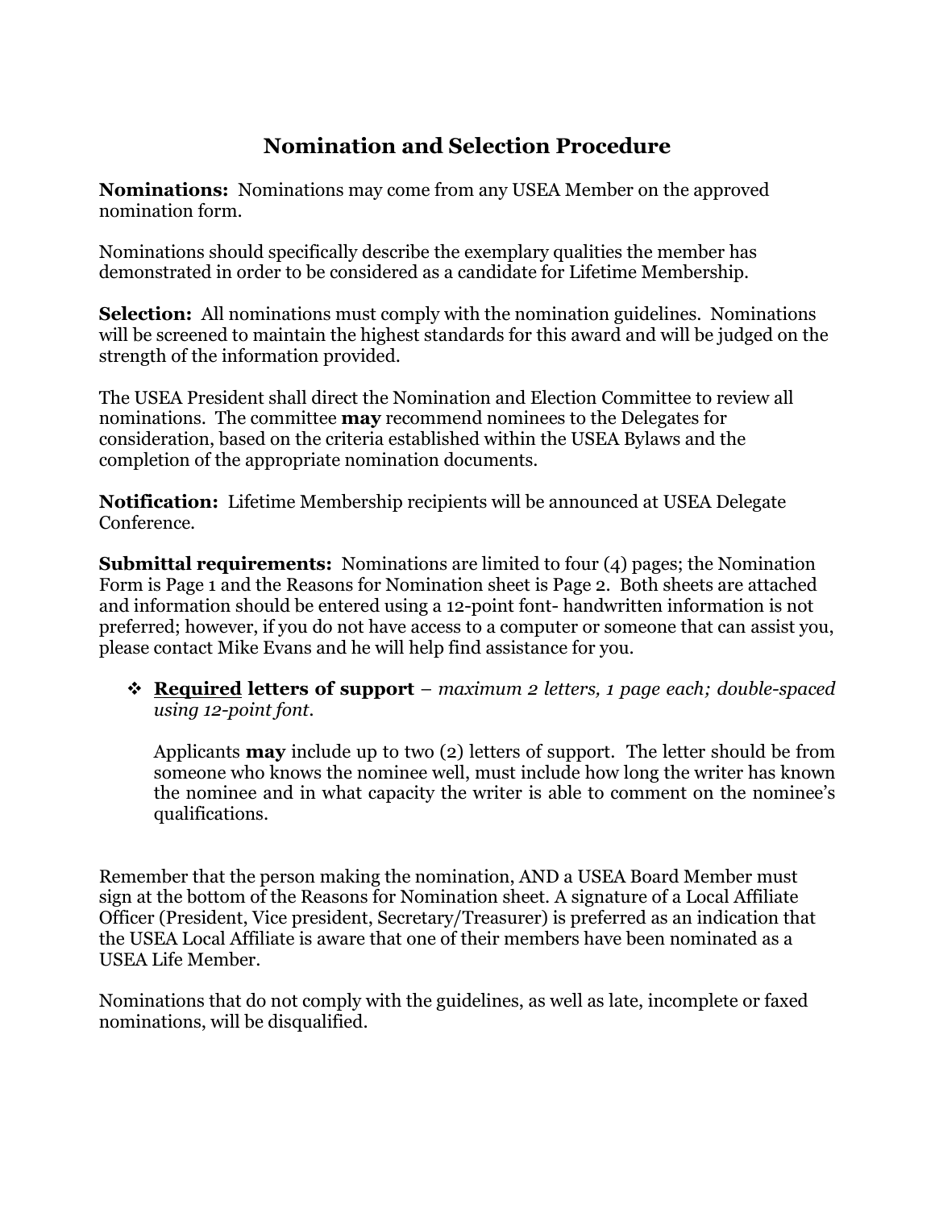# Nomination and Selection Procedure

**Nominations:** Nominations may come from any USEA Member on the approved nomination form.

Nominations should specifically describe the exemplary qualities the member has demonstrated in order to be considered as a candidate for Lifetime Membership.

**Selection:** All nominations must comply with the nomination guidelines. Nominations will be screened to maintain the highest standards for this award and will be judged on the strength of the information provided.

The USEA President shall direct the Nomination and Election Committee to review all nominations. The committee **may** recommend nominees to the Delegates for consideration, based on the criteria established within the USEA Bylaws and the completion of the appropriate nomination documents.

**Notification:** Lifetime Membership recipients will be announced at USEA Delegate Conference.

**Submittal requirements:** Nominations are limited to four (4) pages; the Nomination Form is Page 1 and the Reasons for Nomination sheet is Page 2. Both sheets are attached and information should be entered using a 12-point font- handwritten information is not preferred; however, if you do not have access to a computer or someone that can assist you, please contact Mike Evans and he will help find assistance for you.

- **<u>Required</u> letters of support** – *maximum 2 letters, 1 page each; double-spaced using 12-point font.*

  Applicants **may** include up to two (2) letters of support. The letter should be from someone who knows the nominee well, must include how long the writer has known the nominee and in what capacity the writer is able to comment on the nominee's qualifications.

Remember that the person making the nomination, AND a USEA Board Member must sign at the bottom of the Reasons for Nomination sheet. A signature of a Local Affiliate Officer (President, Vice president, Secretary/Treasurer) is preferred as an indication that the USEA Local Affiliate is aware that one of their members have been nominated as a USEA Life Member.

Nominations that do not comply with the guidelines, as well as late, incomplete or faxed nominations, will be disqualified.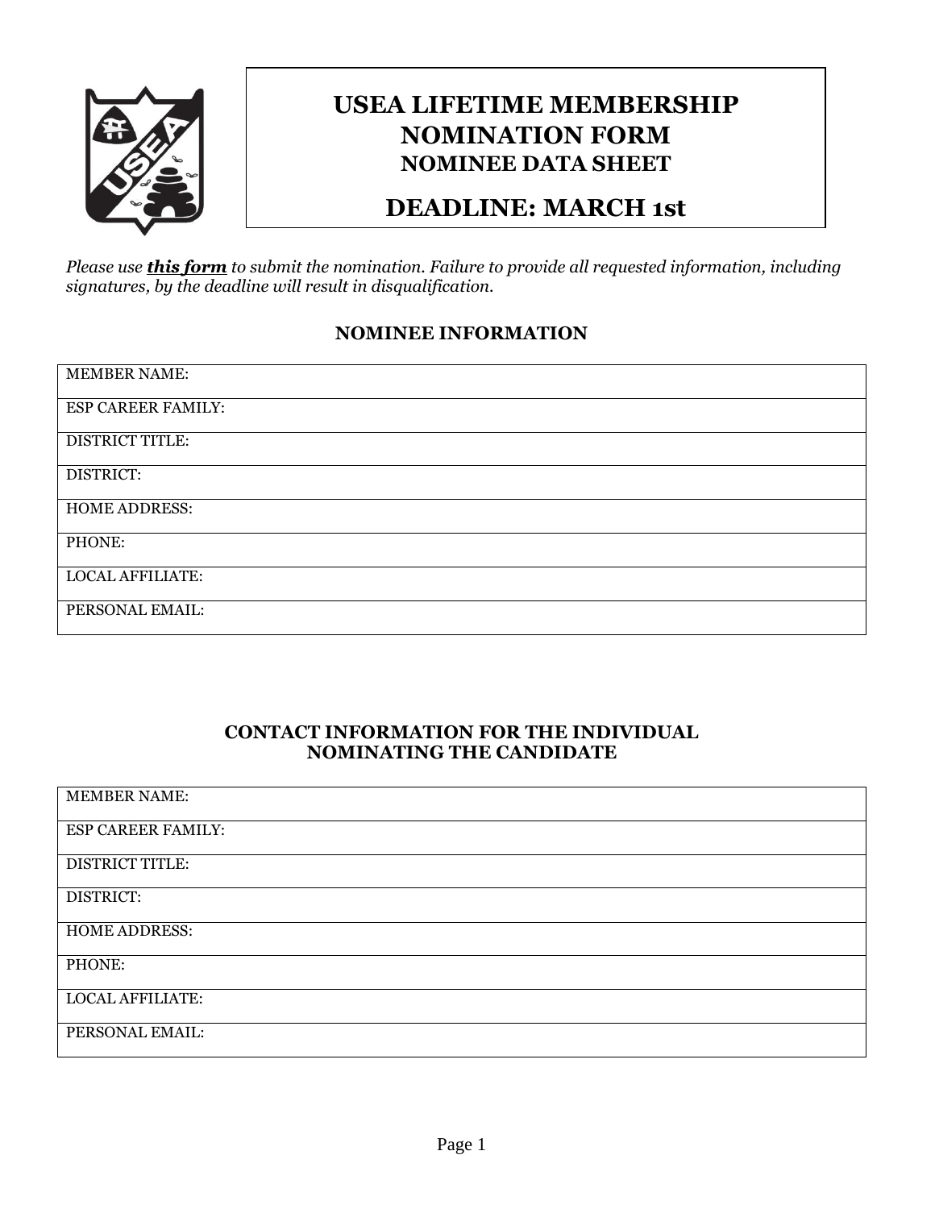# USEA LIFETIME MEMBERSHIP NOMINATION FORM

## NOMINEE DATA SHEET

## DEADLINE: MARCH 1st

*Please use **this form** to submit the nomination. Failure to provide all requested information, including signatures, by the deadline will result in disqualification.*

### NOMINEE INFORMATION

| |
|---|
| MEMBER NAME: |
| ESP CAREER FAMILY: |
| DISTRICT TITLE: |
| DISTRICT: |
| HOME ADDRESS: |
| PHONE: |
| LOCAL AFFILIATE: |
| PERSONAL EMAIL: |

### CONTACT INFORMATION FOR THE INDIVIDUAL NOMINATING THE CANDIDATE

| |
|---|
| MEMBER NAME: |
| ESP CAREER FAMILY: |
| DISTRICT TITLE: |
| DISTRICT: |
| HOME ADDRESS: |
| PHONE: |
| LOCAL AFFILIATE: |
| PERSONAL EMAIL: |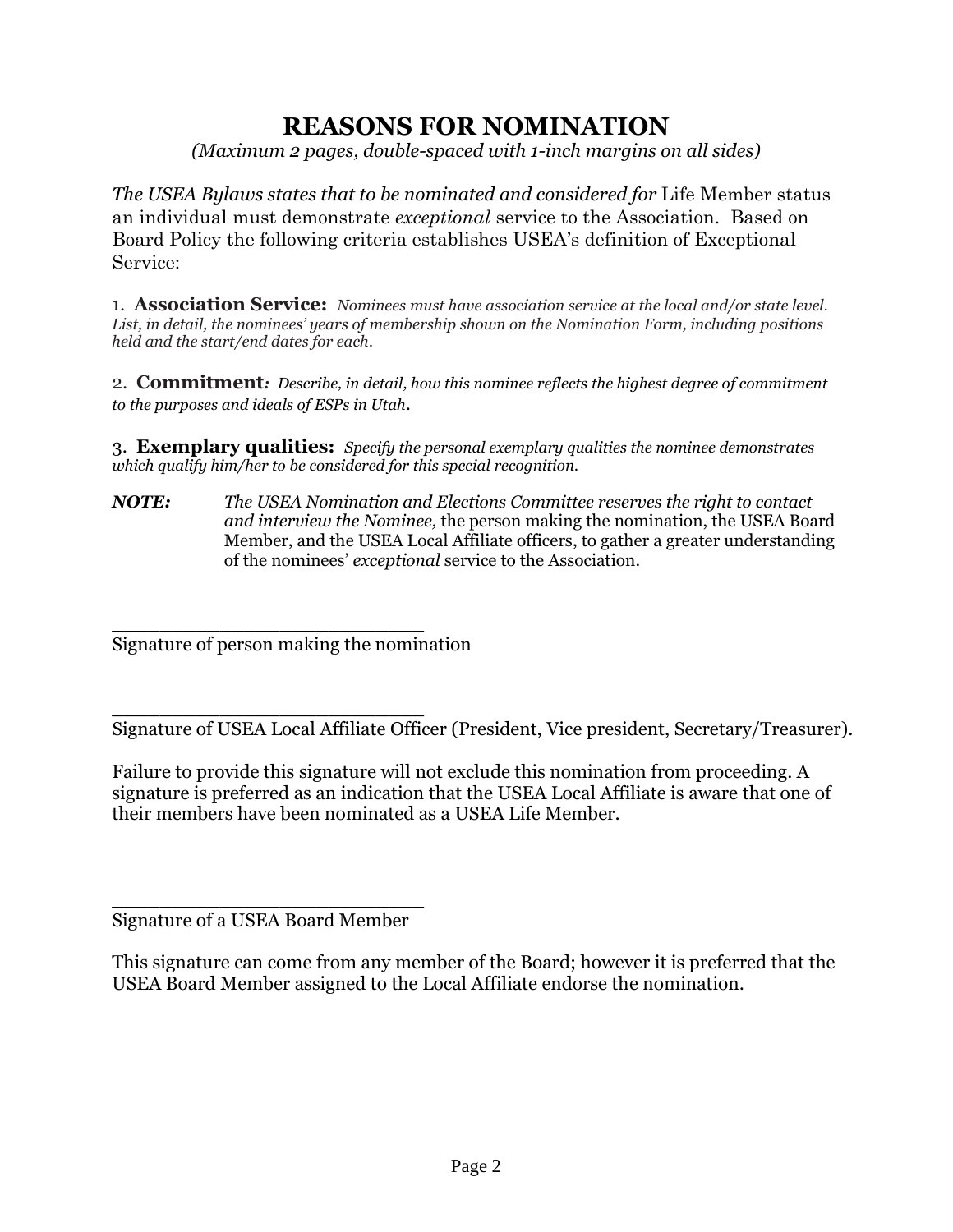# REASONS FOR NOMINATION

*(Maximum 2 pages, double-spaced with 1-inch margins on all sides)*

*The USEA Bylaws states that to be nominated and considered for* Life Member status an individual must demonstrate *exceptional* service to the Association. Based on Board Policy the following criteria establishes USEA's definition of Exceptional Service:

1. **Association Service:** *Nominees must have association service at the local and/or state level. List, in detail, the nominees' years of membership shown on the Nomination Form, including positions held and the start/end dates for each.*

2. **Commitment***: Describe, in detail, how this nominee reflects the highest degree of commitment to the purposes and ideals of ESPs in Utah***.**

3. **Exemplary qualities:** *Specify the personal exemplary qualities the nominee demonstrates which qualify him/her to be considered for this special recognition.*

***NOTE:*** *The USEA Nomination and Elections Committee reserves the right to contact and interview the Nominee,* the person making the nomination, the USEA Board Member, and the USEA Local Affiliate officers, to gather a greater understanding of the nominees' *exceptional* service to the Association.

\_\_\_\_\_\_\_\_\_\_\_\_\_\_\_\_\_\_\_\_\_\_\_\_\_\_\_\_
Signature of person making the nomination

\_\_\_\_\_\_\_\_\_\_\_\_\_\_\_\_\_\_\_\_\_\_\_\_\_\_\_\_
Signature of USEA Local Affiliate Officer (President, Vice president, Secretary/Treasurer).

Failure to provide this signature will not exclude this nomination from proceeding. A signature is preferred as an indication that the USEA Local Affiliate is aware that one of their members have been nominated as a USEA Life Member.

\_\_\_\_\_\_\_\_\_\_\_\_\_\_\_\_\_\_\_\_\_\_\_\_\_\_\_\_
Signature of a USEA Board Member

This signature can come from any member of the Board; however it is preferred that the USEA Board Member assigned to the Local Affiliate endorse the nomination.